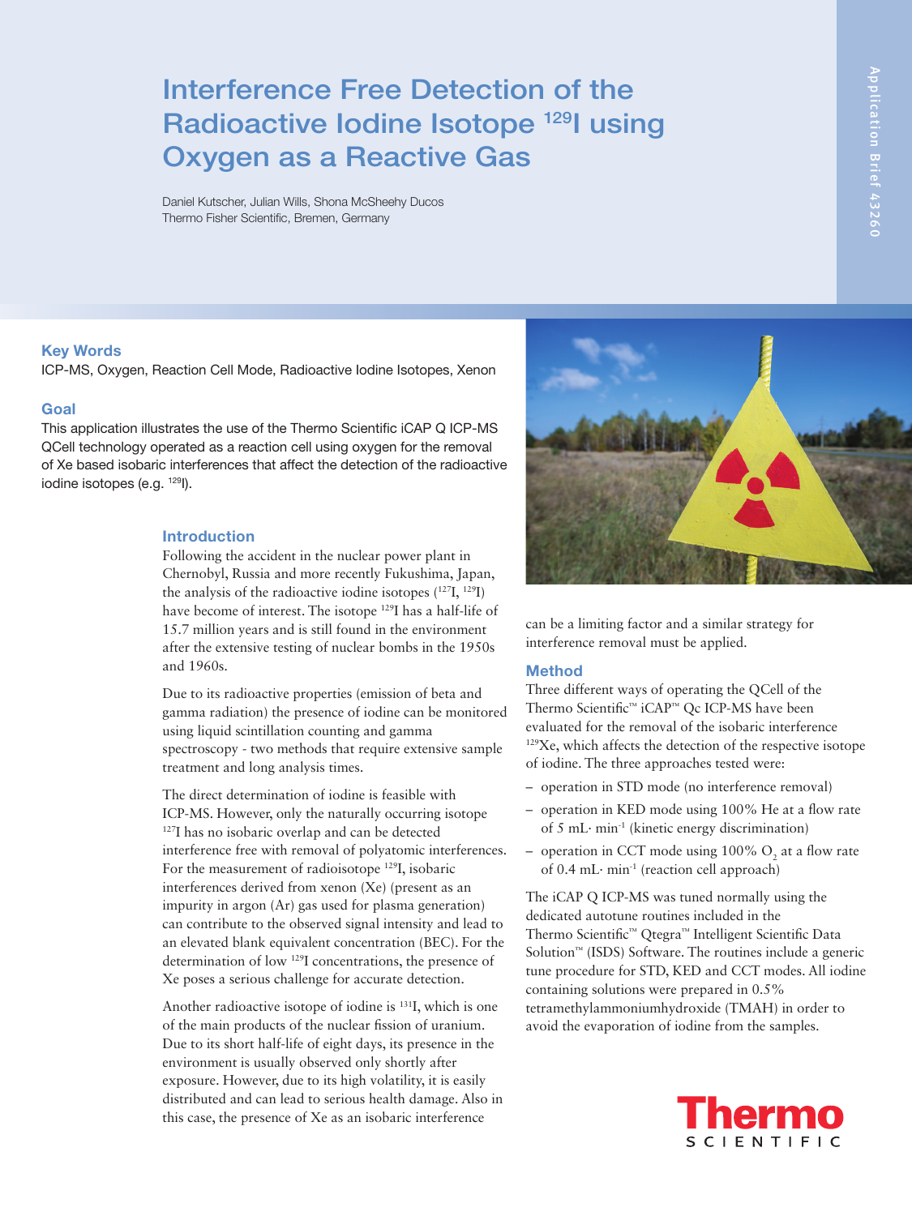# Interference Free Detection of the Radioactive Iodine Isotope $^{129}$I using Oxygen as a Reactive Gas

Daniel Kutscher, Julian Wills, Shona McSheehy Ducos
Thermo Fisher Scientific, Bremen, Germany

Application Brief 43260

## Key Words

ICP-MS, Oxygen, Reaction Cell Mode, Radioactive Iodine Isotopes, Xenon

## Goal

This application illustrates the use of the Thermo Scientific iCAP Q ICP-MS QCell technology operated as a reaction cell using oxygen for the removal of Xe based isobaric interferences that affect the detection of the radioactive iodine isotopes (e.g. $^{129}$I).

## Introduction

Following the accident in the nuclear power plant in Chernobyl, Russia and more recently Fukushima, Japan, the analysis of the radioactive iodine isotopes ($^{127}$I, $^{129}$I) have become of interest. The isotope $^{129}$I has a half-life of 15.7 million years and is still found in the environment after the extensive testing of nuclear bombs in the 1950s and 1960s.

Due to its radioactive properties (emission of beta and gamma radiation) the presence of iodine can be monitored using liquid scintillation counting and gamma spectroscopy - two methods that require extensive sample treatment and long analysis times.

The direct determination of iodine is feasible with ICP-MS. However, only the naturally occurring isotope $^{127}$I has no isobaric overlap and can be detected interference free with removal of polyatomic interferences. For the measurement of radioisotope $^{129}$I, isobaric interferences derived from xenon (Xe) (present as an impurity in argon (Ar) gas used for plasma generation) can contribute to the observed signal intensity and lead to an elevated blank equivalent concentration (BEC). For the determination of low $^{129}$I concentrations, the presence of Xe poses a serious challenge for accurate detection.

Another radioactive isotope of iodine is $^{131}$I, which is one of the main products of the nuclear fission of uranium. Due to its short half-life of eight days, its presence in the environment is usually observed only shortly after exposure. However, due to its high volatility, it is easily distributed and can lead to serious health damage. Also in this case, the presence of Xe as an isobaric interference can be a limiting factor and a similar strategy for interference removal must be applied.

## Method

Three different ways of operating the QCell of the Thermo Scientific™ iCAP™ Qc ICP-MS have been evaluated for the removal of the isobaric interference $^{129}$Xe, which affects the detection of the respective isotope of iodine. The three approaches tested were:

- operation in STD mode (no interference removal)
- operation in KED mode using 100% He at a flow rate of 5 mL· min$^{-1}$ (kinetic energy discrimination)
- operation in CCT mode using 100% $O_2$ at a flow rate of 0.4 mL· min$^{-1}$ (reaction cell approach)

The iCAP Q ICP-MS was tuned normally using the dedicated autotune routines included in the Thermo Scientific™ Qtegra™ Intelligent Scientific Data Solution™ (ISDS) Software. The routines include a generic tune procedure for STD, KED and CCT modes. All iodine containing solutions were prepared in 0.5% tetramethylammoniumhydroxide (TMAH) in order to avoid the evaporation of iodine from the samples.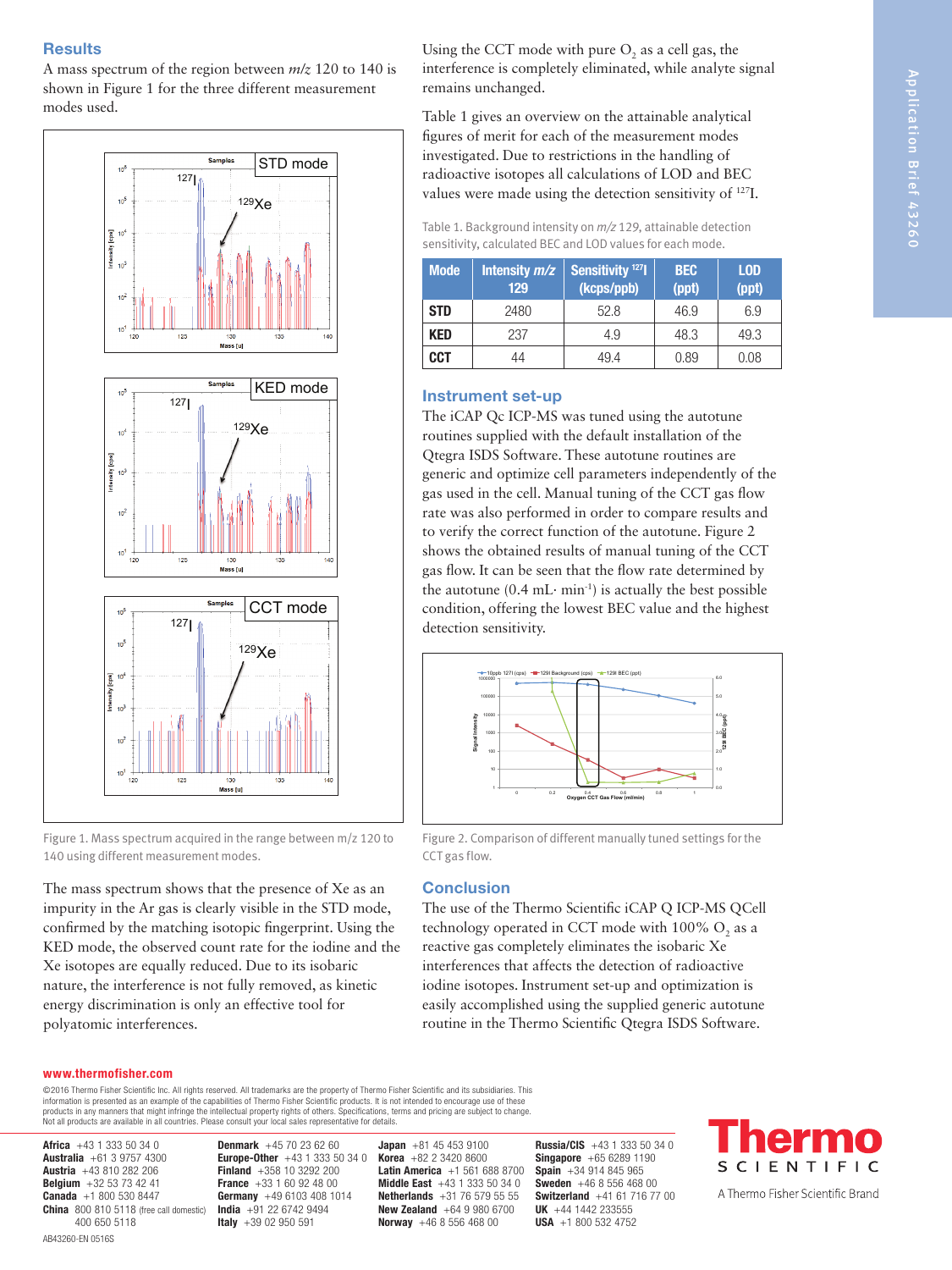## Results

A mass spectrum of the region between *m/z* 120 to 140 is shown in Figure 1 for the three different measurement modes used.

Samples
STD mode
127I
129Xe
Intensity [cps]
Mass [u]

Samples
KED mode
127I
129Xe
Intensity [cps]
Mass [u]

Samples
CCT mode
127I
129Xe
Intensity [cps]
Mass [u]

Figure 1. Mass spectrum acquired in the range between m/z 120 to 140 using different measurement modes.

The mass spectrum shows that the presence of Xe as an impurity in the Ar gas is clearly visible in the STD mode, confirmed by the matching isotopic fingerprint. Using the KED mode, the observed count rate for the iodine and the Xe isotopes are equally reduced. Due to its isobaric nature, the interference is not fully removed, as kinetic energy discrimination is only an effective tool for polyatomic interferences.

Using the CCT mode with pure $O_2$ as a cell gas, the interference is completely eliminated, while analyte signal remains unchanged.

Table 1 gives an overview on the attainable analytical figures of merit for each of the measurement modes investigated. Due to restrictions in the handling of radioactive isotopes all calculations of LOD and BEC values were made using the detection sensitivity of $^{127}$I.

Table 1. Background intensity on *m/z* 129, attainable detection sensitivity, calculated BEC and LOD values for each mode.

| Mode | Intensity *m/z* 129 | Sensitivity $^{127}$I (kcps/ppb) | BEC (ppt) | LOD (ppt) |
|---|---|---|---|---|
| STD | 2480 | 52.8 | 46.9 | 6.9 |
| KED | 237 | 4.9 | 48.3 | 49.3 |
| CCT | 44 | 49.4 | 0.89 | 0.08 |

## Instrument set-up

The iCAP Qc ICP-MS was tuned using the autotune routines supplied with the default installation of the Qtegra ISDS Software. These autotune routines are generic and optimize cell parameters independently of the gas used in the cell. Manual tuning of the CCT gas flow rate was also performed in order to compare results and to verify the correct function of the autotune. Figure 2 shows the obtained results of manual tuning of the CCT gas flow. It can be seen that the flow rate determined by the autotune (0.4 mL· min$^{-1}$) is actually the best possible condition, offering the lowest BEC value and the highest detection sensitivity.

10ppb 127I (cps)
129I Background (cps)
129I BEC (ppt)
Signal Intensity
129I BEC (ppt)
Oxygen CCT Gas Flow (ml/min)

Figure 2. Comparison of different manually tuned settings for the CCT gas flow.

## Conclusion

The use of the Thermo Scientific iCAP Q ICP-MS QCell technology operated in CCT mode with 100% $O_2$ as a reactive gas completely eliminates the isobaric Xe interferences that affects the detection of radioactive iodine isotopes. Instrument set-up and optimization is easily accomplished using the supplied generic autotune routine in the Thermo Scientific Qtegra ISDS Software.

**www.thermofisher.com**

©2016 Thermo Fisher Scientific Inc. All rights reserved. All trademarks are the property of Thermo Fisher Scientific and its subsidiaries. This information is presented as an example of the capabilities of Thermo Fisher Scientific products. It is not intended to encourage use of these products in any manners that might infringe the intellectual property rights of others. Specifications, terms and pricing are subject to change. Not all products are available in all countries. Please consult your local sales representative for details.

**Africa** +43 1 333 50 34 0
**Australia** +61 3 9757 4300
**Austria** +43 810 282 206
**Belgium** +32 53 73 42 41
**Canada** +1 800 530 8447
**China** 800 810 5118 (free call domestic) 400 650 5118
**Denmark** +45 70 23 62 60
**Europe-Other** +43 1 333 50 34 0
**Finland** +358 10 3292 200
**France** +33 1 60 92 48 00
**Germany** +49 6103 408 1014
**India** +91 22 6742 9494
**Italy** +39 02 950 591
**Japan** +81 45 453 9100
**Korea** +82 2 3420 8600
**Latin America** +1 561 688 8700
**Middle East** +43 1 333 50 34 0
**Netherlands** +31 76 579 55 55
**New Zealand** +64 9 980 6700
**Norway** +46 8 556 468 00
**Russia/CIS** +43 1 333 50 34 0
**Singapore** +65 6289 1190
**Spain** +34 914 845 965
**Sweden** +46 8 556 468 00
**Switzerland** +41 61 716 77 00
**UK** +44 1442 233555
**USA** +1 800 532 4752

Thermo SCIENTIFIC
A Thermo Fisher Scientific Brand

AB43260-EN 0516S